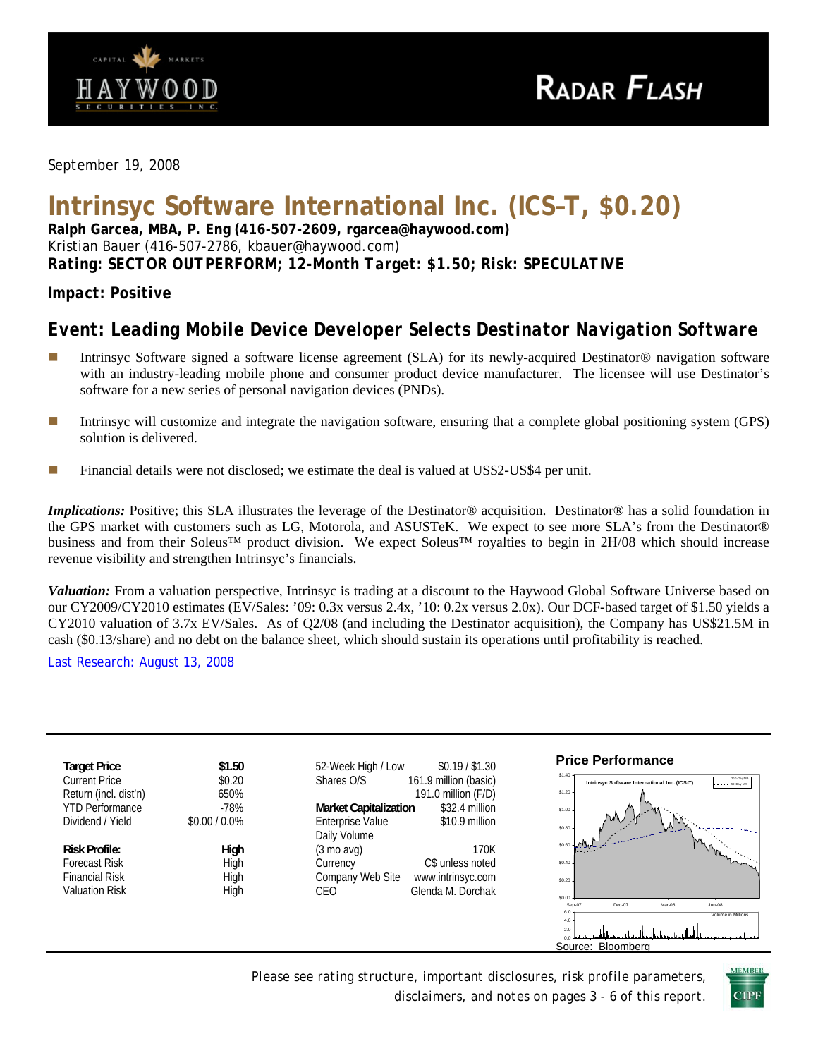Haywood Securities Inc. — RADAR FLASH

September 19, 2008

# Intrinsyc Software International Inc. (ICS–T, $0.20)

**Ralph Garcea, MBA, P. Eng (416-507-2609, rgarcea@haywood.com)**
Kristian Bauer (416-507-2786, kbauer@haywood.com)
**Rating: SECTOR OUTPERFORM; 12-Month Target: $1.50; Risk: SPECULATIVE**

**Impact: Positive**

## Event: Leading Mobile Device Developer Selects Destinator Navigation Software

- Intrinsyc Software signed a software license agreement (SLA) for its newly-acquired Destinator® navigation software with an industry-leading mobile phone and consumer product device manufacturer. The licensee will use Destinator's software for a new series of personal navigation devices (PNDs).
- Intrinsyc will customize and integrate the navigation software, ensuring that a complete global positioning system (GPS) solution is delivered.
- Financial details were not disclosed; we estimate the deal is valued at US$2-US$4 per unit.

***Implications:*** Positive; this SLA illustrates the leverage of the Destinator® acquisition. Destinator® has a solid foundation in the GPS market with customers such as LG, Motorola, and ASUSTeK. We expect to see more SLA's from the Destinator® business and from their Soleus™ product division. We expect Soleus™ royalties to begin in 2H/08 which should increase revenue visibility and strengthen Intrinsyc's financials.

***Valuation:*** From a valuation perspective, Intrinsyc is trading at a discount to the Haywood Global Software Universe based on our CY2009/CY2010 estimates (EV/Sales: '09: 0.3x versus 2.4x, '10: 0.2x versus 2.0x). Our DCF-based target of $1.50 yields a CY2010 valuation of 3.7x EV/Sales. As of Q2/08 (and including the Destinator acquisition), the Company has US$21.5M in cash ($0.13/share) and no debt on the balance sheet, which should sustain its operations until profitability is reached.

Last Research: August 13, 2008

| | | | |
|---|---|---|---|
| **Target Price** | **$1.50** | 52-Week High / Low | $0.19 / $1.30 |
| Current Price | $0.20 | Shares O/S | 161.9 million (basic) |
| Return (incl. dist'n) | 650% | | 191.0 million (F/D) |
| YTD Performance | -78% | **Market Capitalization** | $32.4 million |
| Dividend / Yield | $0.00 / 0.0% | Enterprise Value | $10.9 million |
| | | Daily Volume (3 mo avg) | 170K |
| **Risk Profile:** | **High** | Currency | C$ unless noted |
| Forecast Risk | High | Company Web Site | www.intrinsyc.com |
| Financial Risk | High | CEO | Glenda M. Dorchak |
| Valuation Risk | High | | |

**Price Performance**

Source: Bloomberg

Please see rating structure, important disclosures, risk profile parameters, disclaimers, and notes on pages 3 - 6 of this report.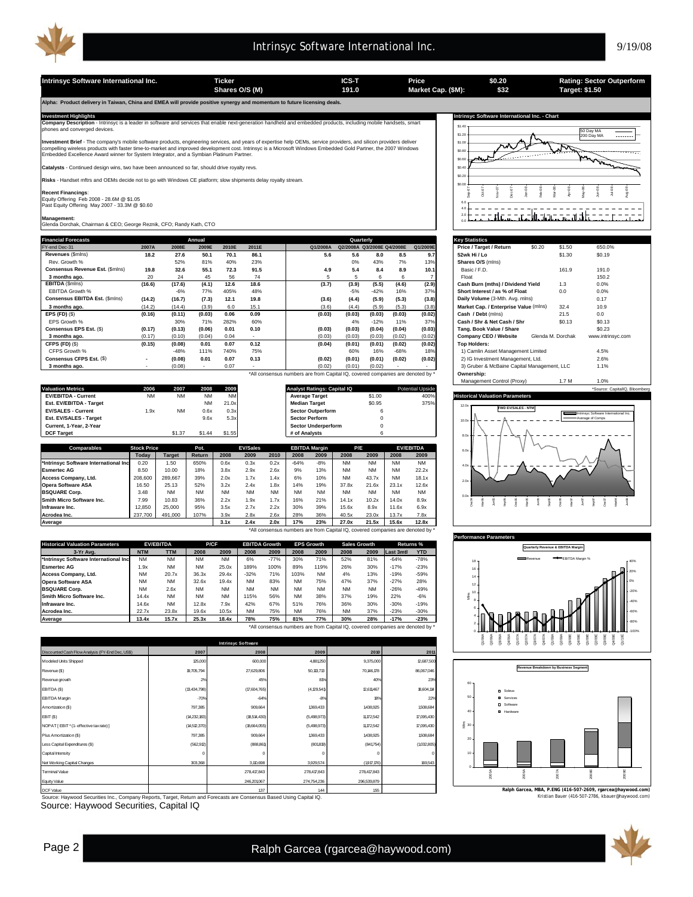# Intrinsyc Software International Inc.

| Intrinsyc Software International Inc. | Ticker | ICS-T | Price | $0.20 | Rating: Sector Outperform |
|---|---|---|---|---|---|
| | Shares O/S (M) | 191.0 | Market Cap. ($M): | $32 | Target: $1.50 |

**Alpha: Product delivery in Taiwan, China and EMEA will provide positive synergy and momentum to future licensing deals.**

## Investment Highlights

**Company Description** - Intrinsyc is a leader in software and services that enable next-generation handheld and embedded products, including mobile handsets, smart phones and converged devices.

**Investment Brief** - The company's mobile software products, engineering services, and years of expertise help OEMs, service providers, and silicon providers deliver compelling wireless products with faster time-to-market and improved development cost. Intrinsyc is a Microsoft Windows Embedded Gold Partner, the 2007 Windows Embedded Excellence Award winner for System Integrator, and a Symbian Platinum Partner.

**Catalysts** - Continued design wins, two have been announced so far, should drive royalty revs.

**Risks** - Handset mftrs and OEMs decide not to go with Windows CE platform; slow shipments delay royalty stream.

**Recent Financings**:
Equity Offering Feb 2008 - 28.6M @ $1.05
Past Equity Offering May 2007 - 33.3M @ $0.60

**Management**:
Glenda Dorchak, Chairman & CEO; George Reznik, CFO; Randy Kath, CTO

## Financial Forecasts

| FY-end Dec-31 | 2007A | 2008E | 2009E | 2010E | 2011E | Q1/2008A | Q2/2008A | Q3/2008E | Q4/2008E | Q1/2009E |
|---|---|---|---|---|---|---|---|---|---|---|
| **Revenues** ($mlns) | **18.2** | **27.6** | **50.1** | **70.1** | **86.1** | **5.6** | **5.6** | **8.0** | **8.5** | **9.7** |
| Rev. Growth % | | 52% | 81% | 40% | 23% | | 0% | 43% | 7% | 13% |
| **Consensus Revenue Est.** ($mlns) | **19.8** | **32.6** | **55.1** | **72.3** | **91.5** | **4.9** | **5.4** | **8.4** | **8.9** | **10.1** |
| **3 months ago.** | 20 | 24 | 45 | 56 | 74 | 5 | 5 | 6 | 6 | 7 |
| **EBITDA** ($mlns) | **(16.6)** | **(17.6)** | **(4.1)** | **12.6** | **18.6** | **(3.7)** | **(3.9)** | **(5.5)** | **(4.6)** | **(2.9)** |
| EBITDA Growth % | | -6% | 77% | 405% | 48% | | -5% | -42% | 16% | 37% |
| **Consensus EBITDA Est.** ($mlns) | **(14.2)** | **(16.7)** | **(7.3)** | **12.1** | **19.8** | **(3.6)** | **(4.4)** | **(5.9)** | **(5.3)** | **(3.8)** |
| **3 months ago.** | (14.2) | (14.4) | (3.9) | 6.0 | 15.1 | (3.6) | (4.4) | (5.9) | (5.3) | (3.8) |
| **EPS (FD)** ($) | **(0.16)** | **(0.11)** | **(0.03)** | **0.06** | **0.09** | **(0.03)** | **(0.03)** | **(0.03)** | **(0.03)** | **(0.02)** |
| EPS Growth % | | 30% | 71% | 282% | 60% | | 4% | -12% | 11% | 37% |
| **Consensus EPS Est.** ($) | **(0.17)** | **(0.13)** | **(0.06)** | **0.01** | **0.10** | **(0.03)** | **(0.03)** | **(0.04)** | **(0.04)** | **(0.03)** |
| **3 months ago.** | (0.17) | (0.10) | (0.04) | 0.04 | - | (0.03) | (0.03) | (0.03) | (0.02) | (0.02) |
| **CFPS (FD)** ($) | **(0.15)** | **(0.08)** | **0.01** | **0.07** | **0.12** | **(0.04)** | **(0.01)** | **(0.01)** | **(0.02)** | **(0.02)** |
| CFPS Growth % | | -48% | 111% | 740% | 75% | | 60% | 16% | -68% | 18% |
| **Consensus CFPS Est.** ($) | **-** | **(0.08)** | **0.01** | **0.07** | **0.13** | **(0.02)** | **(0.01)** | **(0.01)** | **(0.02)** | **(0.02)** |
| **3 months ago.** | - | (0.08) | - | 0.07 | - | (0.02) | (0.01) | (0.02) | - | - |

*All consensus numbers are from Capital IQ, covered companies are denoted by *

## Key Statistics

| | | | |
|---|---|---|---|
| Price / Target / Return | $0.20 | $1.50 | 650.0% |
| 52wk Hi / Lo | | $1.30 | $0.19 |
| Shares O/S (mlns) | | | |
| Basic / F.D. | | 161.9 | 191.0 |
| Float | | | 150.2 |
| Cash Burn (mths) / Dividend Yield | | 1.3 | 0.0% |
| Short Interest / as % of Float | | 0.0 | 0.0% |
| Daily Volume (3-Mth. Avg. mlns) | | | 0.17 |
| Market Cap. / Enterprise Value (mlns) | | 32.4 | 10.9 |
| Cash / Debt (mlns) | | 21.5 | 0.0 |
| Cash / Shr & Net Cash / Shr | | $0.13 | $0.13 |
| Tang. Book Value / Share | | | $0.23 |
| Company CEO / Website | | Glenda M. Dorchak | www.intrinsyc.com |
| **Top Holders:** | | | |
| 1) Camlin Asset Management Limited | | | 4.5% |
| 2) IG Investment Management, Ltd. | | | 2.6% |
| 3) Gruber & McBaine Capital Management, LLC | | | 1.1% |
| **Ownership:** | | | |
| Management Control (Proxy) | | 1.7 M | 1.0% |

*Source: CapitalIQ, Bloomberg

## Valuation Metrics

| Valuation Metrics | 2006 | 2007 | 2008 | 2009 |
|---|---|---|---|---|
| EV/EBITDA - Current | NM | NM | NM | NM |
| Est. EV/EBITDA - Target | | | NM | 21.0x |
| EV/SALES - Current | 1.9x | NM | 0.6x | 0.3x |
| Est. EV/SALES - Target | | | 9.6x | 5.3x |
| Current, 1-Year, 2-Year | | | | |
| DCF Target | | $1.37 | $1.44 | $1.55 |

| Analyst Ratings: Capital IQ | | Potential Upside |
|---|---|---|
| Average Target | $1.00 | 400% |
| Median Target | $0.95 | 375% |
| Sector Outperform | 6 | |
| Sector Perform | 0 | |
| Sector Underperform | 0 | |
| # of Analysts | 6 | |

## Comparables

| Comparables | Stock Price Today | Target | Pot. Return | EV/Sales 2008 | 2009 | 2010 | EBITDA Margin 2008 | 2009 | P/E 2008 | 2009 | EV/EBITDA 2008 | 2009 |
|---|---|---|---|---|---|---|---|---|---|---|---|---|
| *Intrinsyc Software International Inc | 0.20 | 1.50 | 650% | 0.6x | 0.3x | 0.2x | -64% | -8% | NM | NM | NM | NM |
| Esmertec AG | 8.50 | 10.00 | 18% | 3.8x | 2.9x | 2.6x | 9% | 13% | NM | NM | NM | 22.2x |
| Access Company, Ltd. | 208,600 | 289,667 | 39% | 2.0x | 1.7x | 1.4x | 6% | 10% | NM | 43.7x | NM | 18.1x |
| Opera Software ASA | 16.50 | 25.13 | 52% | 3.2x | 2.4x | 1.8x | 14% | 19% | 37.8x | 21.6x | 23.1x | 12.6x |
| BSQUARE Corp. | 3.48 | NM | NM | NM | NM | NM | NM | NM | NM | NM | NM | NM |
| Smith Micro Software Inc. | 7.99 | 10.83 | 36% | 2.2x | 1.9x | 1.7x | 16% | 21% | 14.1x | 10.2x | 14.0x | 8.9x |
| Infraware Inc. | 12,850 | 25,000 | 95% | 3.5x | 2.7x | 2.2x | 30% | 39% | 15.6x | 8.9x | 11.6x | 6.9x |
| Acrodea Inc. | 237,700 | 491,000 | 107% | 3.9x | 2.8x | 2.6x | 28% | 36% | 40.5x | 23.0x | 13.7x | 7.8x |
| **Average** | | | | **3.1x** | **2.4x** | **2.0x** | **17%** | **23%** | **27.0x** | **21.5x** | **15.6x** | **12.8x** |

*All consensus numbers are from Capital IQ, covered companies are denoted by *

## Historical Valuation Parameters

| 3-Yr Avg. | EV/EBITDA NTM | TTM | P/CF 2008 | 2009 | EBITDA Growth 2008 | 2009 | EPS Growth 2008 | 2009 | Sales Growth 2008 | 2009 | Returns % Last 3mtl | YTD |
|---|---|---|---|---|---|---|---|---|---|---|---|---|
| *Intrinsyc Software International Inc | NM | NM | NM | NM | 6% | -77% | 30% | 71% | 52% | 81% | -64% | -78% |
| Esmertec AG | 1.9x | NM | NM | 25.0x | 189% | 100% | 89% | 119% | 26% | 30% | -17% | -23% |
| Access Company, Ltd. | NM | 20.7x | 36.3x | 29.4x | -32% | 71% | 103% | NM | 4% | 13% | -19% | -59% |
| Opera Software ASA | NM | NM | 32.6x | 19.4x | NM | 83% | NM | 75% | 47% | 37% | -27% | 28% |
| BSQUARE Corp. | NM | 2.6x | NM | NM | NM | NM | NM | NM | NM | NM | -26% | -49% |
| Smith Micro Software Inc. | 14.4x | NM | NM | NM | 115% | 56% | NM | 38% | 37% | 19% | 22% | -6% |
| Infraware Inc. | 14.6x | NM | 12.8x | 7.9x | 42% | 67% | 51% | 76% | 36% | 30% | -30% | -19% |
| Acrodea Inc. | 22.7x | 23.8x | 19.6x | 10.5x | NM | 75% | NM | 76% | NM | 37% | -23% | -30% |
| **Average** | **13.4x** | **15.7x** | **25.3x** | **18.4x** | **78%** | **75%** | **81%** | **77%** | **30%** | **28%** | **-17%** | **-23%** |

*All consensus numbers are from Capital IQ, covered companies are denoted by *

## Intrinsyc Software

| Discounted Cash Flow Analysis (FY-End Dec, US$) | 2007 | 2008 | 2009 | 2010 | 2011 |
|---|---|---|---|---|---|
| Modeled Units Shipped | 125,000 | 600,000 | 4,881,250 | 9,375,000 | 12,687,500 |
| Revenue ($) | 18,705,794 | 27,629,806 | 50,113,713 | 70,146,178 | 86,067,046 |
| Revenue growth | 2% | 45% | 81% | 40% | 23% |
| EBITDA ($) | (13,434,798) | (17,604,765) | (4,129,541) | 12,611,467 | 18,604,114 |
| EBITDA Margin | -70% | -64% | -8% | 18% | 22% |
| Amortization ($) | 797,385 | 909,664 | 1,369,433 | 1,438,925 | 1,508,684 |
| EBIT ($) | (14,232,183) | (18,514,430) | (5,498,973) | 11,172,542 | 17,095,430 |
| NOPAT [ EBIT * (1- effective tax rate) ] | (14,512,370) | (18,664,055) | (5,498,973) | 11,172,542 | 17,095,430 |
| Plus Amortization ($) | 797,385 | 909,664 | 1,369,433 | 1,438,925 | 1,508,684 |
| Less Capital Expenditures ($) | (562,912) | (888,861) | (801,819) | (841,754) | (1,032,805) |
| Capital Intensity | 0 | 0 | 0 | 0 | 0 |
| Net Working Capital Changes | 303,368 | 3,110,698 | 3,929,574 | (1,917,176) | 169,543 |
| Terminal Value | | 278,417,843 | 278,417,843 | 278,417,843 | |
| Equity Value | | 246,201,067 | 274,754,236 | 296,539,879 | |
| DCF Value | | 137 | 144 | 155 | |

Source: Haywood Securities Inc., Company Reports, Target, Return and Forecasts are Consensus Based Using Capital IQ.

Source: Haywood Securities, Capital IQ

Ralph Garcea, MBA, P.ENG (416-507-2609, rgarcea@haywood.com)
Kristian Bauer (416-507-2786, kbauer@haywood.com)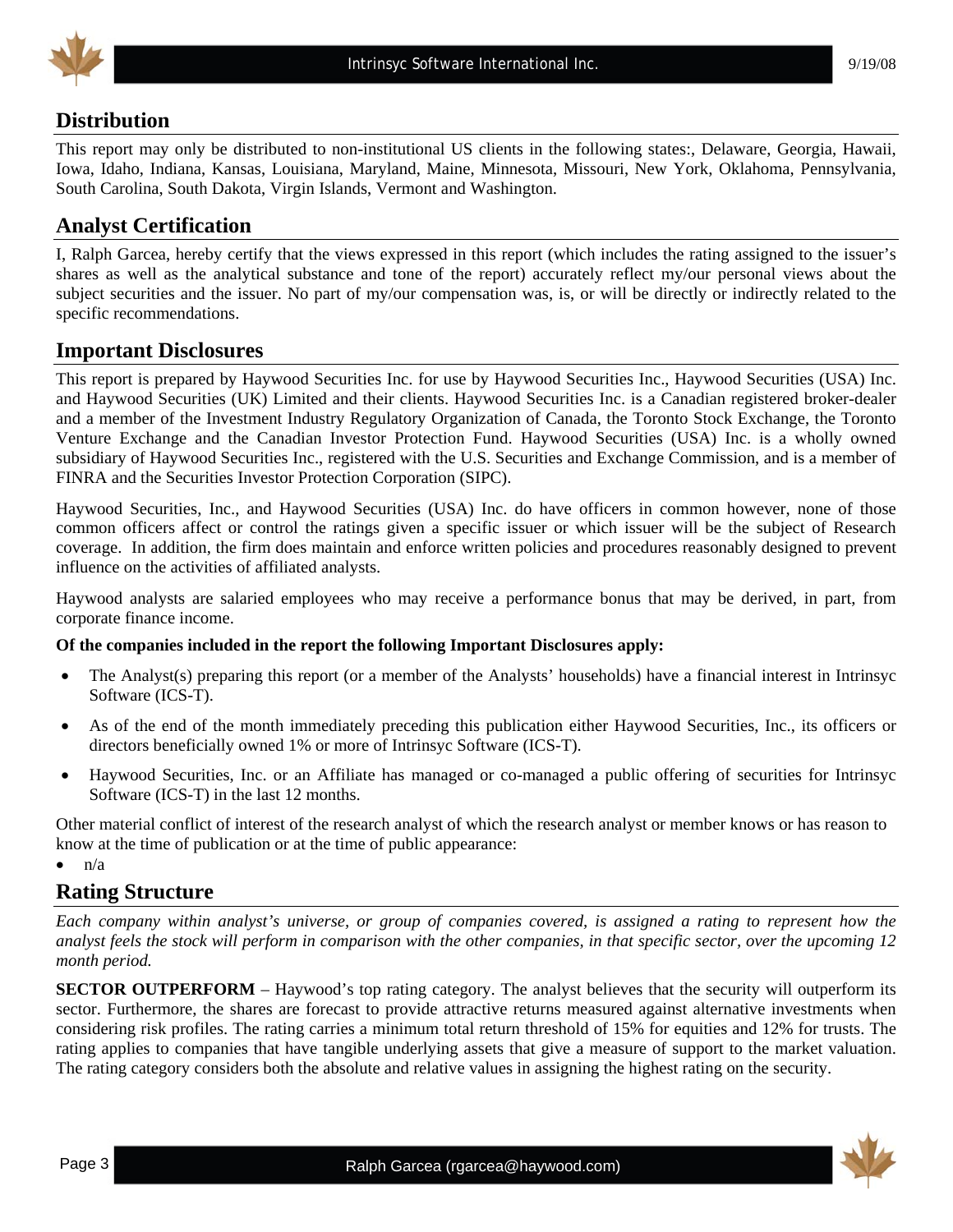## Distribution

This report may only be distributed to non-institutional US clients in the following states:, Delaware, Georgia, Hawaii, Iowa, Idaho, Indiana, Kansas, Louisiana, Maryland, Maine, Minnesota, Missouri, New York, Oklahoma, Pennsylvania, South Carolina, South Dakota, Virgin Islands, Vermont and Washington.

## Analyst Certification

I, Ralph Garcea, hereby certify that the views expressed in this report (which includes the rating assigned to the issuer's shares as well as the analytical substance and tone of the report) accurately reflect my/our personal views about the subject securities and the issuer. No part of my/our compensation was, is, or will be directly or indirectly related to the specific recommendations.

## Important Disclosures

This report is prepared by Haywood Securities Inc. for use by Haywood Securities Inc., Haywood Securities (USA) Inc. and Haywood Securities (UK) Limited and their clients. Haywood Securities Inc. is a Canadian registered broker-dealer and a member of the Investment Industry Regulatory Organization of Canada, the Toronto Stock Exchange, the Toronto Venture Exchange and the Canadian Investor Protection Fund. Haywood Securities (USA) Inc. is a wholly owned subsidiary of Haywood Securities Inc., registered with the U.S. Securities and Exchange Commission, and is a member of FINRA and the Securities Investor Protection Corporation (SIPC).

Haywood Securities, Inc., and Haywood Securities (USA) Inc. do have officers in common however, none of those common officers affect or control the ratings given a specific issuer or which issuer will be the subject of Research coverage. In addition, the firm does maintain and enforce written policies and procedures reasonably designed to prevent influence on the activities of affiliated analysts.

Haywood analysts are salaried employees who may receive a performance bonus that may be derived, in part, from corporate finance income.

**Of the companies included in the report the following Important Disclosures apply:**

- The Analyst(s) preparing this report (or a member of the Analysts' households) have a financial interest in Intrinsyc Software (ICS-T).
- As of the end of the month immediately preceding this publication either Haywood Securities, Inc., its officers or directors beneficially owned 1% or more of Intrinsyc Software (ICS-T).
- Haywood Securities, Inc. or an Affiliate has managed or co-managed a public offering of securities for Intrinsyc Software (ICS-T) in the last 12 months.

Other material conflict of interest of the research analyst of which the research analyst or member knows or has reason to know at the time of publication or at the time of public appearance:

- n/a

## Rating Structure

*Each company within analyst's universe, or group of companies covered, is assigned a rating to represent how the analyst feels the stock will perform in comparison with the other companies, in that specific sector, over the upcoming 12 month period.*

**SECTOR OUTPERFORM** – Haywood's top rating category. The analyst believes that the security will outperform its sector. Furthermore, the shares are forecast to provide attractive returns measured against alternative investments when considering risk profiles. The rating carries a minimum total return threshold of 15% for equities and 12% for trusts. The rating applies to companies that have tangible underlying assets that give a measure of support to the market valuation. The rating category considers both the absolute and relative values in assigning the highest rating on the security.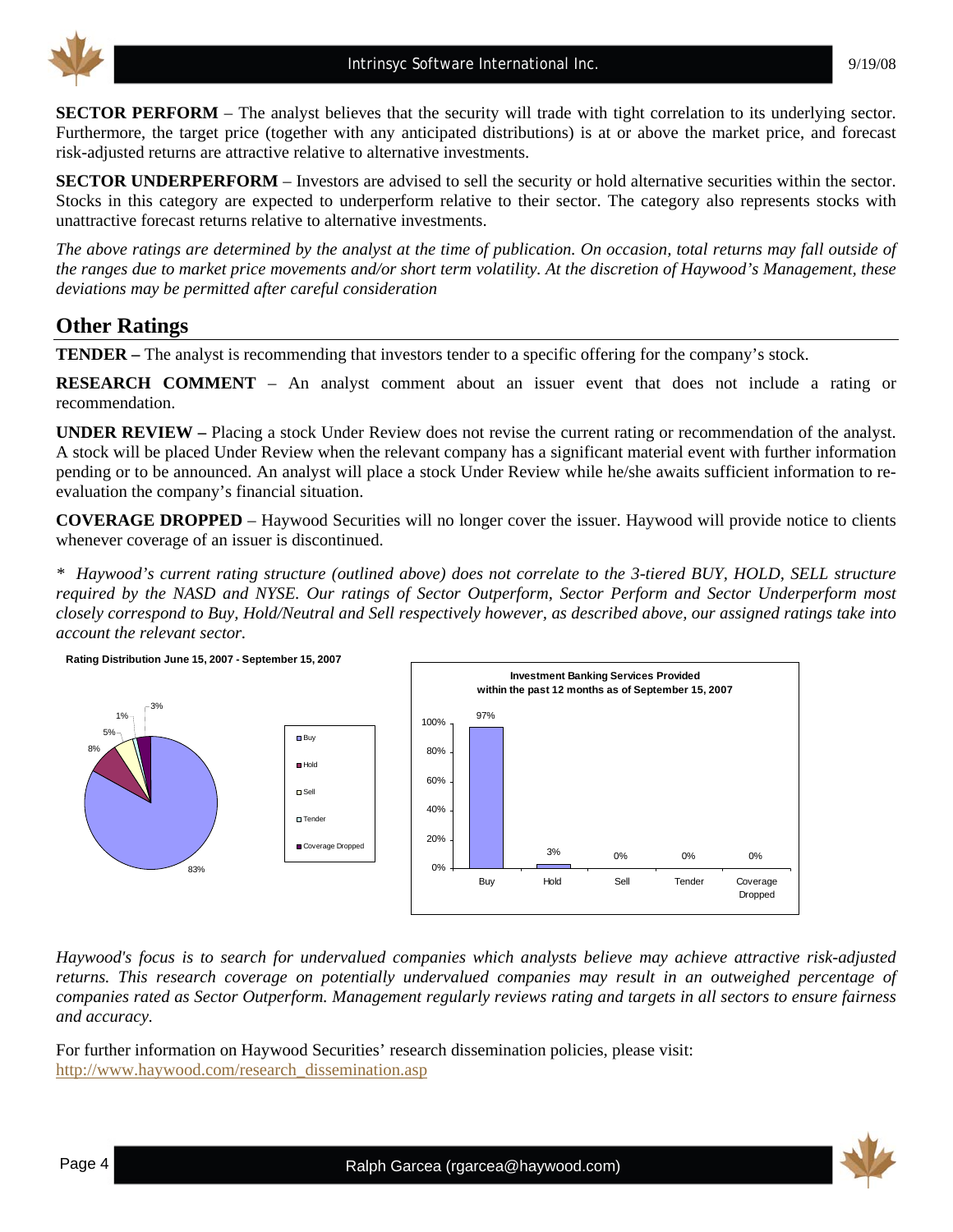**SECTOR PERFORM** – The analyst believes that the security will trade with tight correlation to its underlying sector. Furthermore, the target price (together with any anticipated distributions) is at or above the market price, and forecast risk-adjusted returns are attractive relative to alternative investments.

**SECTOR UNDERPERFORM** – Investors are advised to sell the security or hold alternative securities within the sector. Stocks in this category are expected to underperform relative to their sector. The category also represents stocks with unattractive forecast returns relative to alternative investments.

*The above ratings are determined by the analyst at the time of publication. On occasion, total returns may fall outside of the ranges due to market price movements and/or short term volatility. At the discretion of Haywood's Management, these deviations may be permitted after careful consideration*

## Other Ratings

**TENDER –** The analyst is recommending that investors tender to a specific offering for the company's stock.

**RESEARCH COMMENT** – An analyst comment about an issuer event that does not include a rating or recommendation.

**UNDER REVIEW –** Placing a stock Under Review does not revise the current rating or recommendation of the analyst. A stock will be placed Under Review when the relevant company has a significant material event with further information pending or to be announced. An analyst will place a stock Under Review while he/she awaits sufficient information to re-evaluation the company's financial situation.

**COVERAGE DROPPED** – Haywood Securities will no longer cover the issuer. Haywood will provide notice to clients whenever coverage of an issuer is discontinued.

*\* Haywood's current rating structure (outlined above) does not correlate to the 3-tiered BUY, HOLD, SELL structure required by the NASD and NYSE. Our ratings of Sector Outperform, Sector Perform and Sector Underperform most closely correspond to Buy, Hold/Neutral and Sell respectively however, as described above, our assigned ratings take into account the relevant sector.*

**Rating Distribution June 15, 2007 - September 15, 2007**

| Rating | % |
|---|---|
| Buy | 83% |
| Hold | 8% |
| Sell | 5% |
| Tender | 1% |
| Coverage Dropped | 3% |

**Investment Banking Services Provided within the past 12 months as of September 15, 2007**

| Buy | Hold | Sell | Tender | Coverage Dropped |
|---|---|---|---|---|
| 97% | 3% | 0% | 0% | 0% |

*Haywood's focus is to search for undervalued companies which analysts believe may achieve attractive risk-adjusted returns. This research coverage on potentially undervalued companies may result in an outweighed percentage of companies rated as Sector Outperform. Management regularly reviews rating and targets in all sectors to ensure fairness and accuracy.*

For further information on Haywood Securities' research dissemination policies, please visit:
http://www.haywood.com/research_dissemination.asp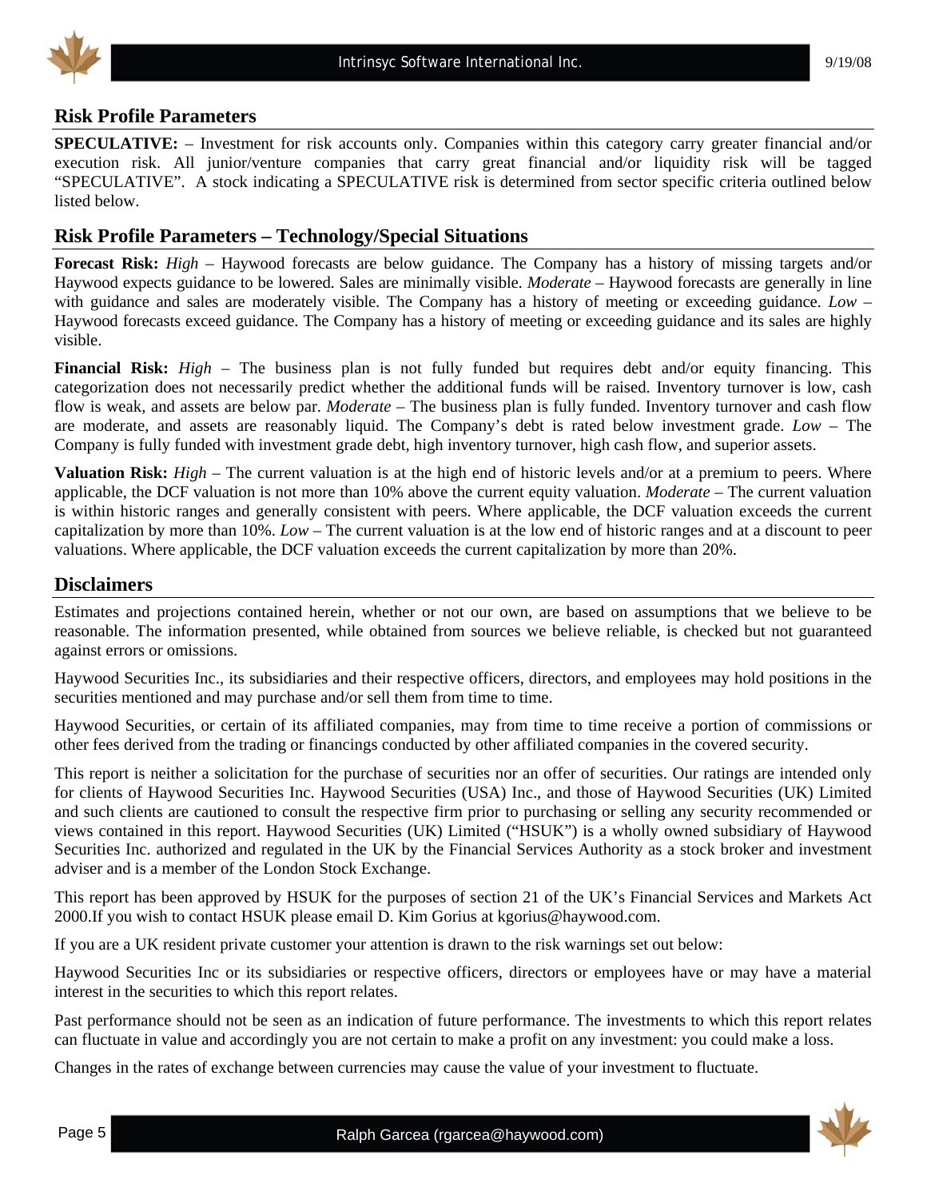## Risk Profile Parameters

**SPECULATIVE:** – Investment for risk accounts only. Companies within this category carry greater financial and/or execution risk. All junior/venture companies that carry great financial and/or liquidity risk will be tagged "SPECULATIVE". A stock indicating a SPECULATIVE risk is determined from sector specific criteria outlined below listed below.

## Risk Profile Parameters – Technology/Special Situations

**Forecast Risk:** *High* – Haywood forecasts are below guidance. The Company has a history of missing targets and/or Haywood expects guidance to be lowered. Sales are minimally visible. *Moderate* – Haywood forecasts are generally in line with guidance and sales are moderately visible. The Company has a history of meeting or exceeding guidance. *Low* – Haywood forecasts exceed guidance. The Company has a history of meeting or exceeding guidance and its sales are highly visible.

**Financial Risk:** *High* – The business plan is not fully funded but requires debt and/or equity financing. This categorization does not necessarily predict whether the additional funds will be raised. Inventory turnover is low, cash flow is weak, and assets are below par. *Moderate* – The business plan is fully funded. Inventory turnover and cash flow are moderate, and assets are reasonably liquid. The Company's debt is rated below investment grade. *Low* – The Company is fully funded with investment grade debt, high inventory turnover, high cash flow, and superior assets.

**Valuation Risk:** *High* – The current valuation is at the high end of historic levels and/or at a premium to peers. Where applicable, the DCF valuation is not more than 10% above the current equity valuation. *Moderate* – The current valuation is within historic ranges and generally consistent with peers. Where applicable, the DCF valuation exceeds the current capitalization by more than 10%. *Low* – The current valuation is at the low end of historic ranges and at a discount to peer valuations. Where applicable, the DCF valuation exceeds the current capitalization by more than 20%.

## Disclaimers

Estimates and projections contained herein, whether or not our own, are based on assumptions that we believe to be reasonable. The information presented, while obtained from sources we believe reliable, is checked but not guaranteed against errors or omissions.

Haywood Securities Inc., its subsidiaries and their respective officers, directors, and employees may hold positions in the securities mentioned and may purchase and/or sell them from time to time.

Haywood Securities, or certain of its affiliated companies, may from time to time receive a portion of commissions or other fees derived from the trading or financings conducted by other affiliated companies in the covered security.

This report is neither a solicitation for the purchase of securities nor an offer of securities. Our ratings are intended only for clients of Haywood Securities Inc. Haywood Securities (USA) Inc., and those of Haywood Securities (UK) Limited and such clients are cautioned to consult the respective firm prior to purchasing or selling any security recommended or views contained in this report. Haywood Securities (UK) Limited ("HSUK") is a wholly owned subsidiary of Haywood Securities Inc. authorized and regulated in the UK by the Financial Services Authority as a stock broker and investment adviser and is a member of the London Stock Exchange.

This report has been approved by HSUK for the purposes of section 21 of the UK's Financial Services and Markets Act 2000.If you wish to contact HSUK please email D. Kim Gorius at kgorius@haywood.com.

If you are a UK resident private customer your attention is drawn to the risk warnings set out below:

Haywood Securities Inc or its subsidiaries or respective officers, directors or employees have or may have a material interest in the securities to which this report relates.

Past performance should not be seen as an indication of future performance. The investments to which this report relates can fluctuate in value and accordingly you are not certain to make a profit on any investment: you could make a loss.

Changes in the rates of exchange between currencies may cause the value of your investment to fluctuate.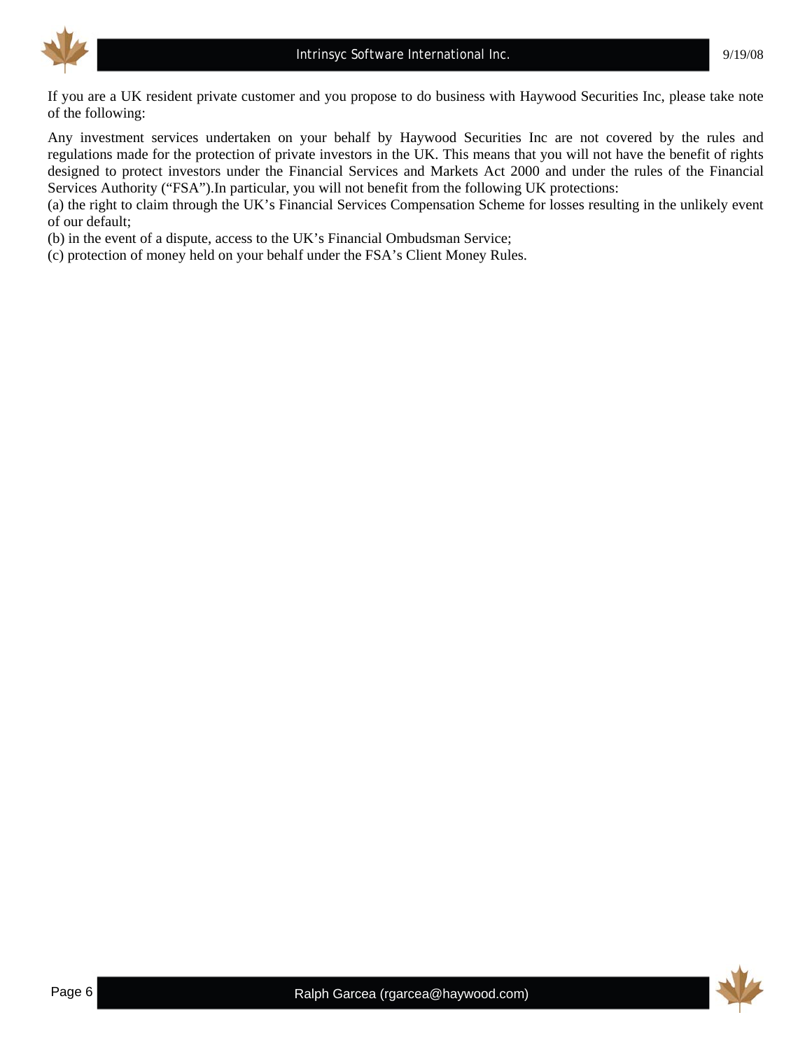If you are a UK resident private customer and you propose to do business with Haywood Securities Inc, please take note of the following:

Any investment services undertaken on your behalf by Haywood Securities Inc are not covered by the rules and regulations made for the protection of private investors in the UK. This means that you will not have the benefit of rights designed to protect investors under the Financial Services and Markets Act 2000 and under the rules of the Financial Services Authority ("FSA").In particular, you will not benefit from the following UK protections:

(a) the right to claim through the UK's Financial Services Compensation Scheme for losses resulting in the unlikely event of our default;

(b) in the event of a dispute, access to the UK's Financial Ombudsman Service;

(c) protection of money held on your behalf under the FSA's Client Money Rules.